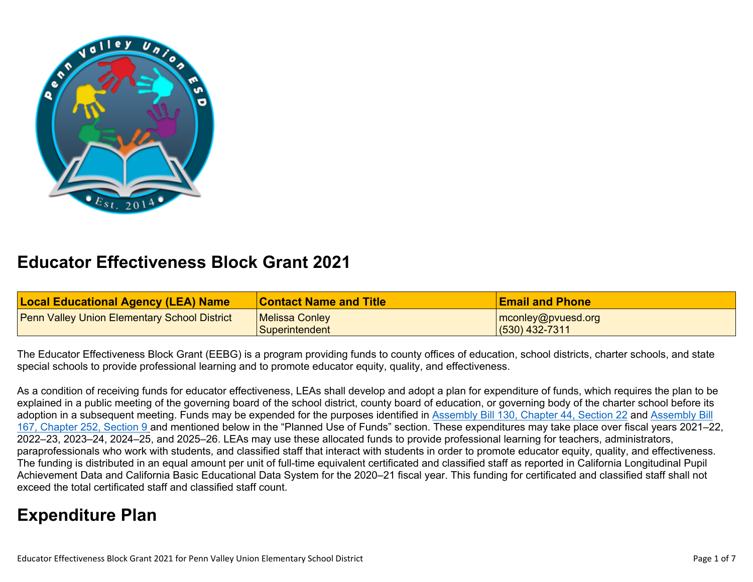# Educator Effectiveness Block Grant 2021

| Local Educational Agency (LEA) Name | Contact Name and Title | Email and Phone |
|---|---|---|
| Penn Valley Union Elementary School District | Melissa Conley<br>Superintendent | mconley@pvuesd.org<br>(530) 432-7311 |

The Educator Effectiveness Block Grant (EEBG) is a program providing funds to county offices of education, school districts, charter schools, and state special schools to provide professional learning and to promote educator equity, quality, and effectiveness.

As a condition of receiving funds for educator effectiveness, LEAs shall develop and adopt a plan for expenditure of funds, which requires the plan to be explained in a public meeting of the governing board of the school district, county board of education, or governing body of the charter school before its adoption in a subsequent meeting. Funds may be expended for the purposes identified in Assembly Bill 130, Chapter 44, Section 22 and Assembly Bill 167, Chapter 252, Section 9 and mentioned below in the "Planned Use of Funds" section. These expenditures may take place over fiscal years 2021–22, 2022–23, 2023–24, 2024–25, and 2025–26. LEAs may use these allocated funds to provide professional learning for teachers, administrators, paraprofessionals who work with students, and classified staff that interact with students in order to promote educator equity, quality, and effectiveness. The funding is distributed in an equal amount per unit of full-time equivalent certificated and classified staff as reported in California Longitudinal Pupil Achievement Data and California Basic Educational Data System for the 2020–21 fiscal year. This funding for certificated and classified staff shall not exceed the total certificated staff and classified staff count.

# Expenditure Plan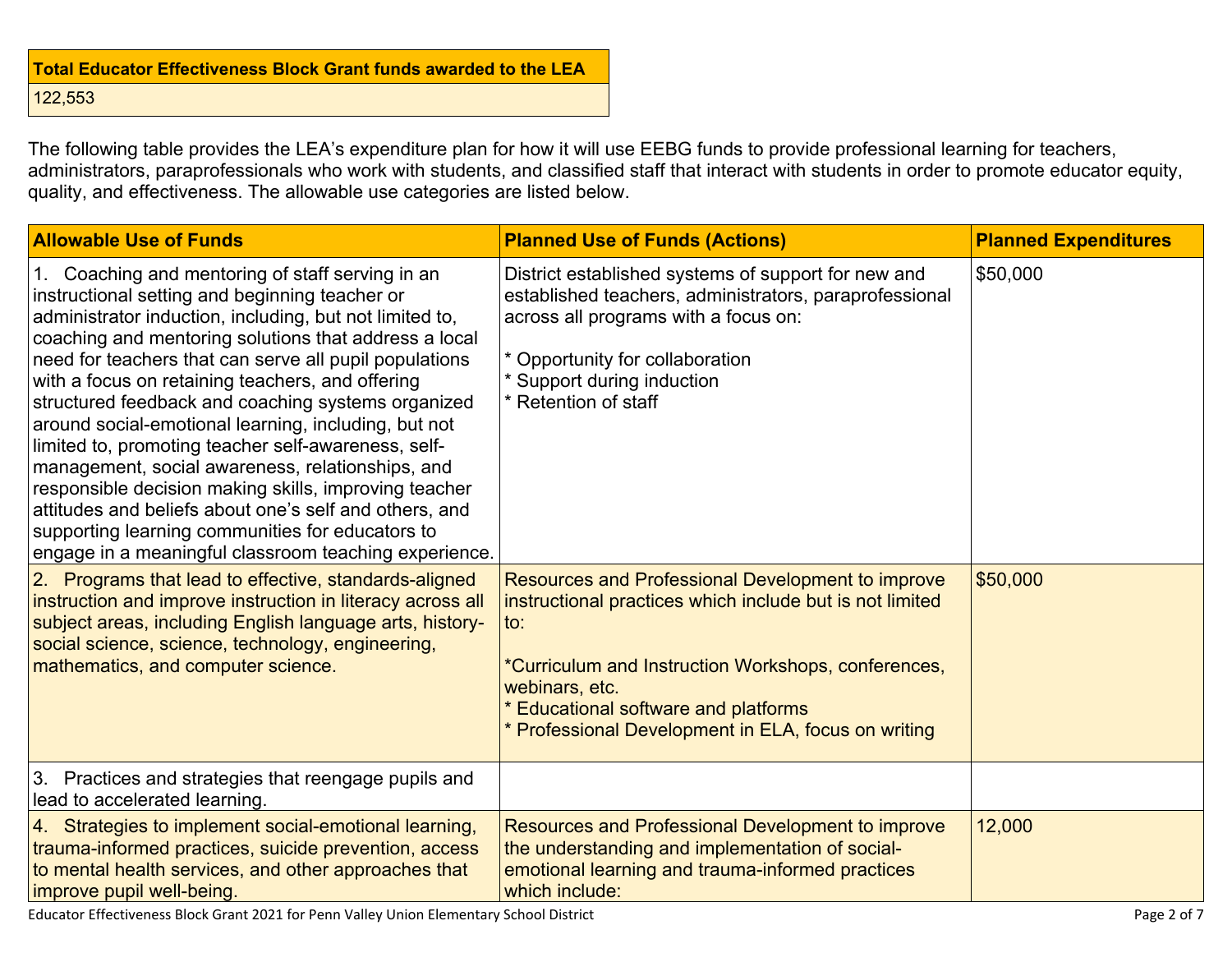| Total Educator Effectiveness Block Grant funds awarded to the LEA |
|---|
| 122,553 |

The following table provides the LEA's expenditure plan for how it will use EEBG funds to provide professional learning for teachers, administrators, paraprofessionals who work with students, and classified staff that interact with students in order to promote educator equity, quality, and effectiveness. The allowable use categories are listed below.

| Allowable Use of Funds | Planned Use of Funds (Actions) | Planned Expenditures |
|---|---|---|
| 1. Coaching and mentoring of staff serving in an instructional setting and beginning teacher or administrator induction, including, but not limited to, coaching and mentoring solutions that address a local need for teachers that can serve all pupil populations with a focus on retaining teachers, and offering structured feedback and coaching systems organized around social-emotional learning, including, but not limited to, promoting teacher self-awareness, self-management, social awareness, relationships, and responsible decision making skills, improving teacher attitudes and beliefs about one's self and others, and supporting learning communities for educators to engage in a meaningful classroom teaching experience. | District established systems of support for new and established teachers, administrators, paraprofessional across all programs with a focus on:<br><br>* Opportunity for collaboration<br>* Support during induction<br>* Retention of staff | $50,000 |
| 2. Programs that lead to effective, standards-aligned instruction and improve instruction in literacy across all subject areas, including English language arts, history-social science, science, technology, engineering, mathematics, and computer science. | Resources and Professional Development to improve instructional practices which include but is not limited to:<br><br>*Curriculum and Instruction Workshops, conferences, webinars, etc.<br>* Educational software and platforms<br>* Professional Development in ELA, focus on writing | $50,000 |
| 3. Practices and strategies that reengage pupils and lead to accelerated learning. | | |
| 4. Strategies to implement social-emotional learning, trauma-informed practices, suicide prevention, access to mental health services, and other approaches that improve pupil well-being. | Resources and Professional Development to improve the understanding and implementation of social-emotional learning and trauma-informed practices which include: | 12,000 |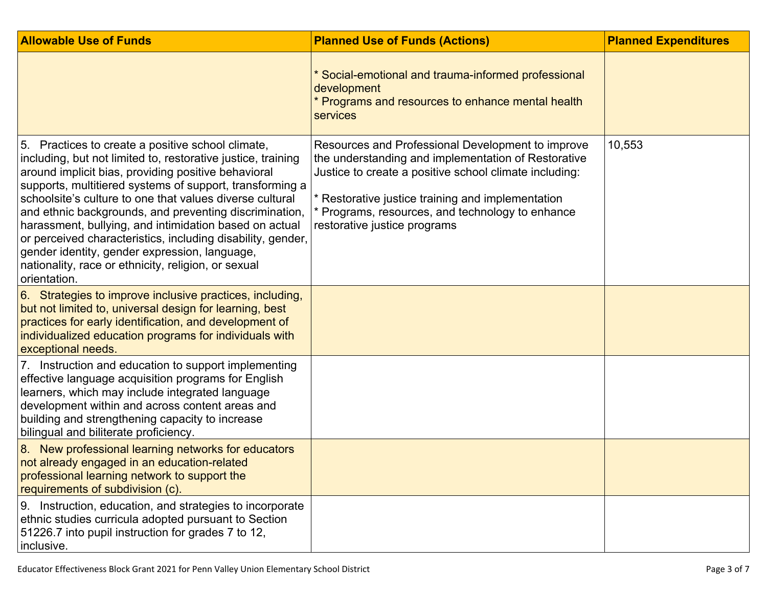| Allowable Use of Funds | Planned Use of Funds (Actions) | Planned Expenditures |
|---|---|---|
| | * Social-emotional and trauma-informed professional development<br>* Programs and resources to enhance mental health services | |
| 5. Practices to create a positive school climate, including, but not limited to, restorative justice, training around implicit bias, providing positive behavioral supports, multitiered systems of support, transforming a schoolsite's culture to one that values diverse cultural and ethnic backgrounds, and preventing discrimination, harassment, bullying, and intimidation based on actual or perceived characteristics, including disability, gender, gender identity, gender expression, language, nationality, race or ethnicity, religion, or sexual orientation. | Resources and Professional Development to improve the understanding and implementation of Restorative Justice to create a positive school climate including:<br><br>* Restorative justice training and implementation<br>* Programs, resources, and technology to enhance restorative justice programs | 10,553 |
| 6. Strategies to improve inclusive practices, including, but not limited to, universal design for learning, best practices for early identification, and development of individualized education programs for individuals with exceptional needs. | | |
| 7. Instruction and education to support implementing effective language acquisition programs for English learners, which may include integrated language development within and across content areas and building and strengthening capacity to increase bilingual and biliterate proficiency. | | |
| 8. New professional learning networks for educators not already engaged in an education-related professional learning network to support the requirements of subdivision (c). | | |
| 9. Instruction, education, and strategies to incorporate ethnic studies curricula adopted pursuant to Section 51226.7 into pupil instruction for grades 7 to 12, inclusive. | | |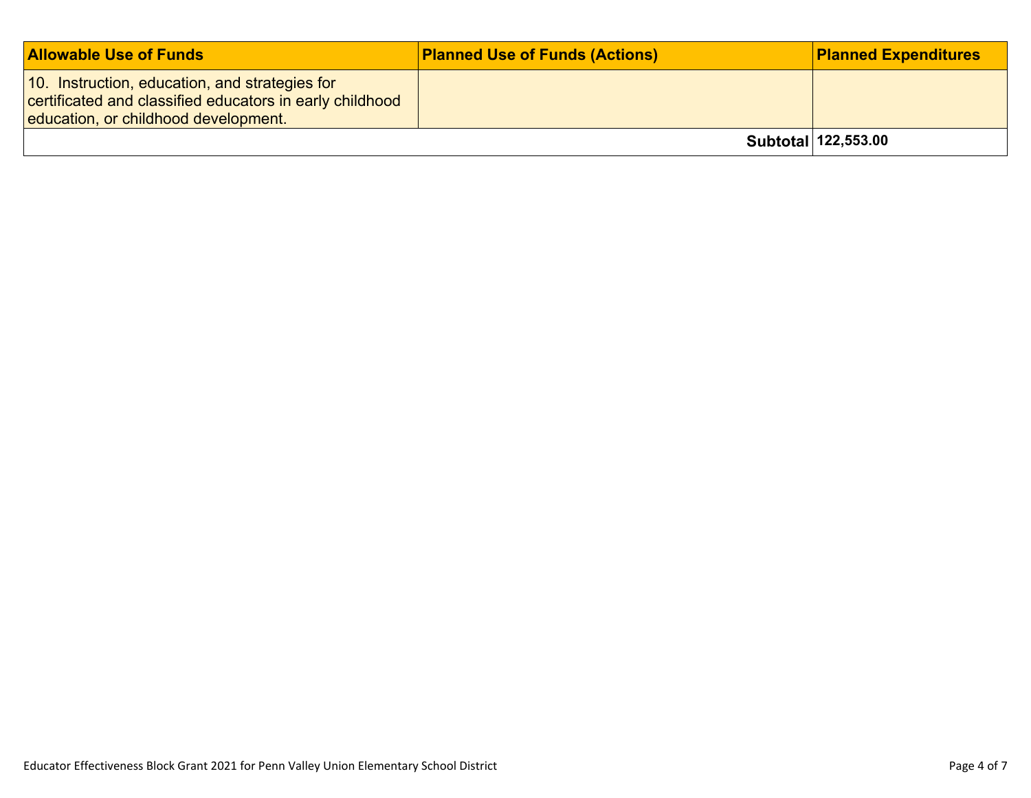| Allowable Use of Funds | Planned Use of Funds (Actions) | Planned Expenditures |
|---|---|---|
| 10. Instruction, education, and strategies for certificated and classified educators in early childhood education, or childhood development. | | |
| | **Subtotal** | **122,553.00** |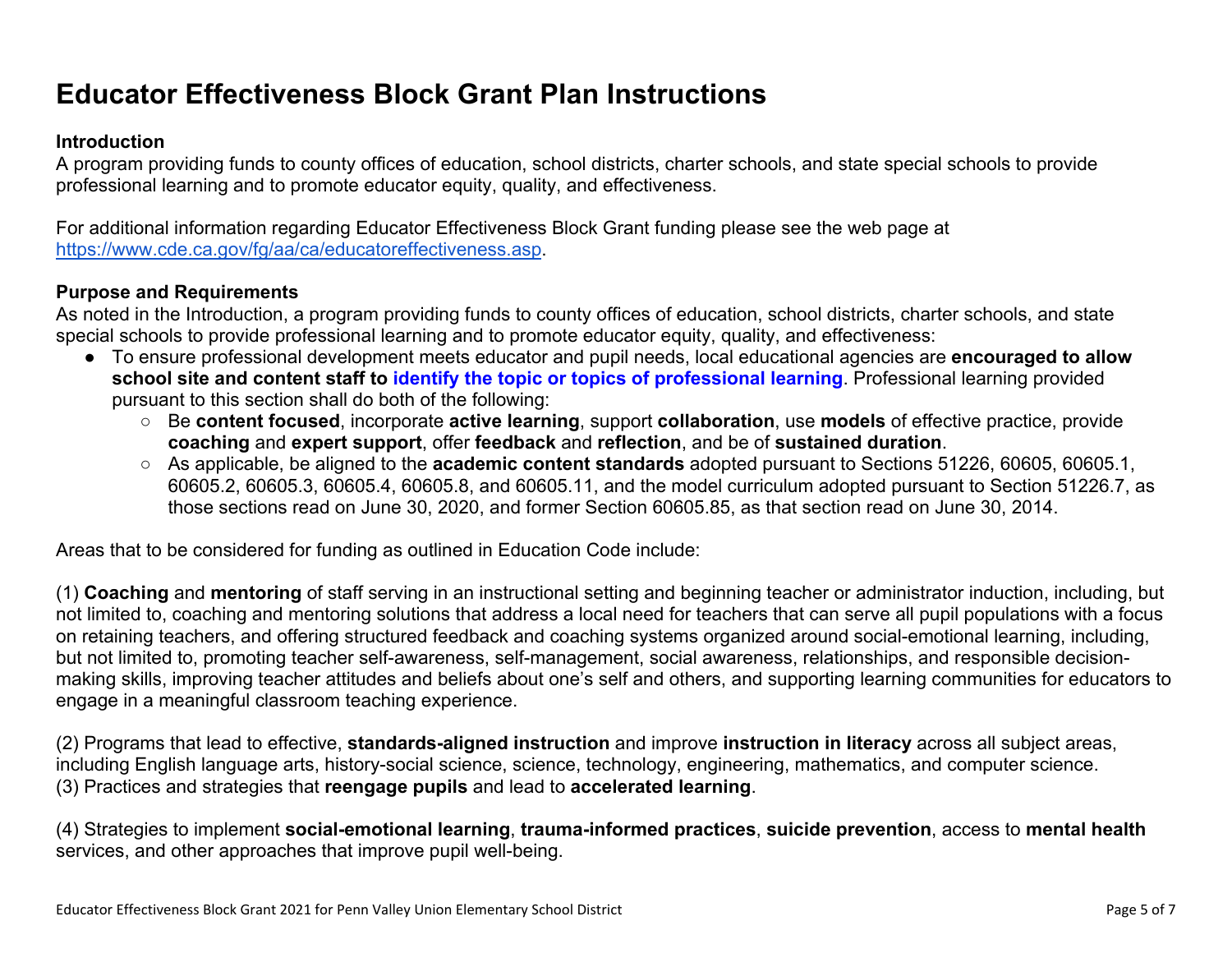# Educator Effectiveness Block Grant Plan Instructions

**Introduction**

A program providing funds to county offices of education, school districts, charter schools, and state special schools to provide professional learning and to promote educator equity, quality, and effectiveness.

For additional information regarding Educator Effectiveness Block Grant funding please see the web page at [https://www.cde.ca.gov/fg/aa/ca/educatoreffectiveness.asp](https://www.cde.ca.gov/fg/aa/ca/educatoreffectiveness.asp).

**Purpose and Requirements**

As noted in the Introduction, a program providing funds to county offices of education, school districts, charter schools, and state special schools to provide professional learning and to promote educator equity, quality, and effectiveness:

- To ensure professional development meets educator and pupil needs, local educational agencies are **encouraged to allow school site and content staff to identify the topic or topics of professional learning**. Professional learning provided pursuant to this section shall do both of the following:
  - Be **content focused**, incorporate **active learning**, support **collaboration**, use **models** of effective practice, provide **coaching** and **expert support**, offer **feedback** and **reflection**, and be of **sustained duration**.
  - As applicable, be aligned to the **academic content standards** adopted pursuant to Sections 51226, 60605, 60605.1, 60605.2, 60605.3, 60605.4, 60605.8, and 60605.11, and the model curriculum adopted pursuant to Section 51226.7, as those sections read on June 30, 2020, and former Section 60605.85, as that section read on June 30, 2014.

Areas that to be considered for funding as outlined in Education Code include:

(1) **Coaching** and **mentoring** of staff serving in an instructional setting and beginning teacher or administrator induction, including, but not limited to, coaching and mentoring solutions that address a local need for teachers that can serve all pupil populations with a focus on retaining teachers, and offering structured feedback and coaching systems organized around social-emotional learning, including, but not limited to, promoting teacher self-awareness, self-management, social awareness, relationships, and responsible decision-making skills, improving teacher attitudes and beliefs about one's self and others, and supporting learning communities for educators to engage in a meaningful classroom teaching experience.

(2) Programs that lead to effective, **standards-aligned instruction** and improve **instruction in literacy** across all subject areas, including English language arts, history-social science, science, technology, engineering, mathematics, and computer science.
(3) Practices and strategies that **reengage pupils** and lead to **accelerated learning**.

(4) Strategies to implement **social-emotional learning**, **trauma-informed practices**, **suicide prevention**, access to **mental health** services, and other approaches that improve pupil well-being.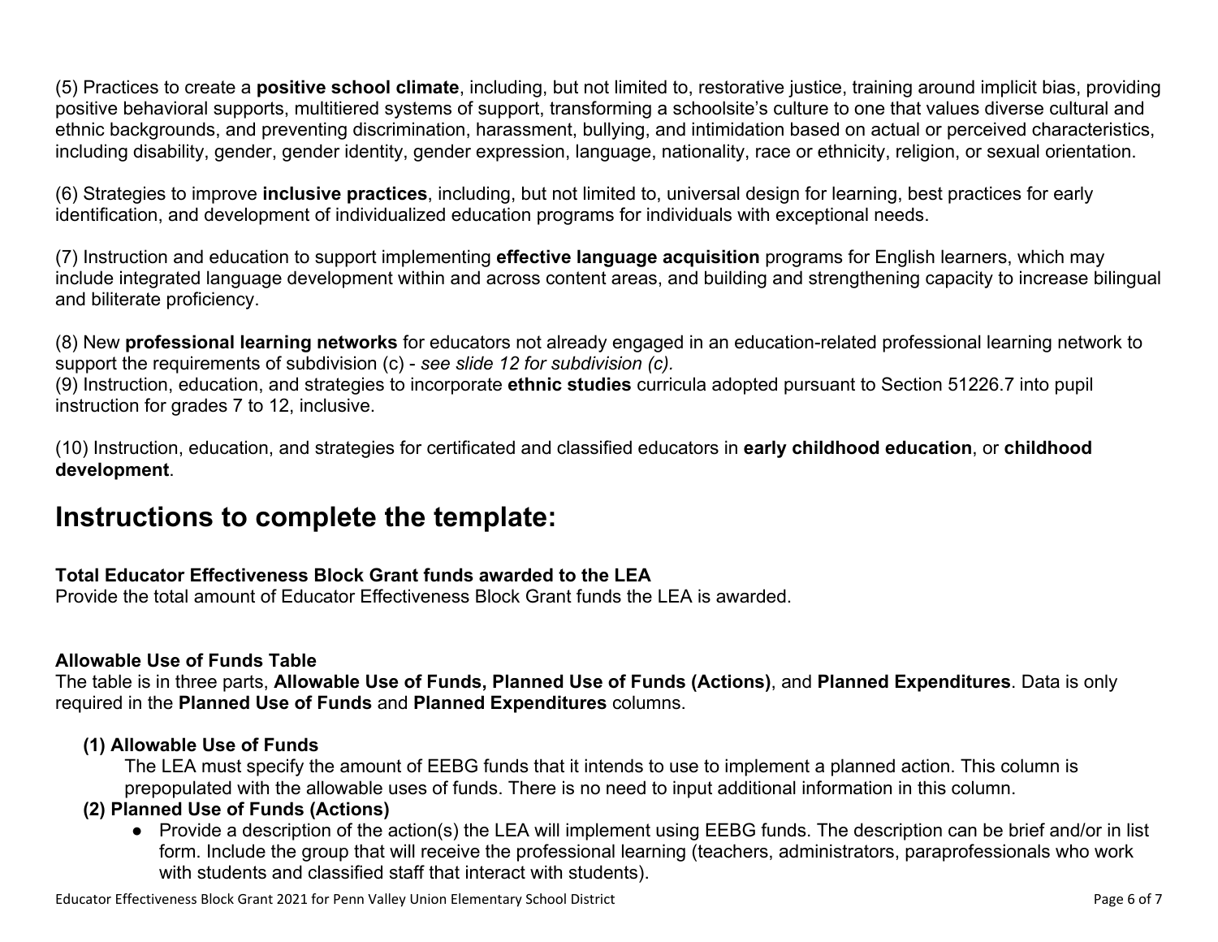(5) Practices to create a **positive school climate**, including, but not limited to, restorative justice, training around implicit bias, providing positive behavioral supports, multitiered systems of support, transforming a schoolsite's culture to one that values diverse cultural and ethnic backgrounds, and preventing discrimination, harassment, bullying, and intimidation based on actual or perceived characteristics, including disability, gender, gender identity, gender expression, language, nationality, race or ethnicity, religion, or sexual orientation.

(6) Strategies to improve **inclusive practices**, including, but not limited to, universal design for learning, best practices for early identification, and development of individualized education programs for individuals with exceptional needs.

(7) Instruction and education to support implementing **effective language acquisition** programs for English learners, which may include integrated language development within and across content areas, and building and strengthening capacity to increase bilingual and biliterate proficiency.

(8) New **professional learning networks** for educators not already engaged in an education-related professional learning network to support the requirements of subdivision (c) - *see slide 12 for subdivision (c).*
(9) Instruction, education, and strategies to incorporate **ethnic studies** curricula adopted pursuant to Section 51226.7 into pupil instruction for grades 7 to 12, inclusive.

(10) Instruction, education, and strategies for certificated and classified educators in **early childhood education**, or **childhood development**.

# Instructions to complete the template:

**Total Educator Effectiveness Block Grant funds awarded to the LEA**
Provide the total amount of Educator Effectiveness Block Grant funds the LEA is awarded.

**Allowable Use of Funds Table**
The table is in three parts, **Allowable Use of Funds, Planned Use of Funds (Actions)**, and **Planned Expenditures**. Data is only required in the **Planned Use of Funds** and **Planned Expenditures** columns.

**(1) Allowable Use of Funds**
The LEA must specify the amount of EEBG funds that it intends to use to implement a planned action. This column is prepopulated with the allowable uses of funds. There is no need to input additional information in this column.

**(2) Planned Use of Funds (Actions)**

- Provide a description of the action(s) the LEA will implement using EEBG funds. The description can be brief and/or in list form. Include the group that will receive the professional learning (teachers, administrators, paraprofessionals who work with students and classified staff that interact with students).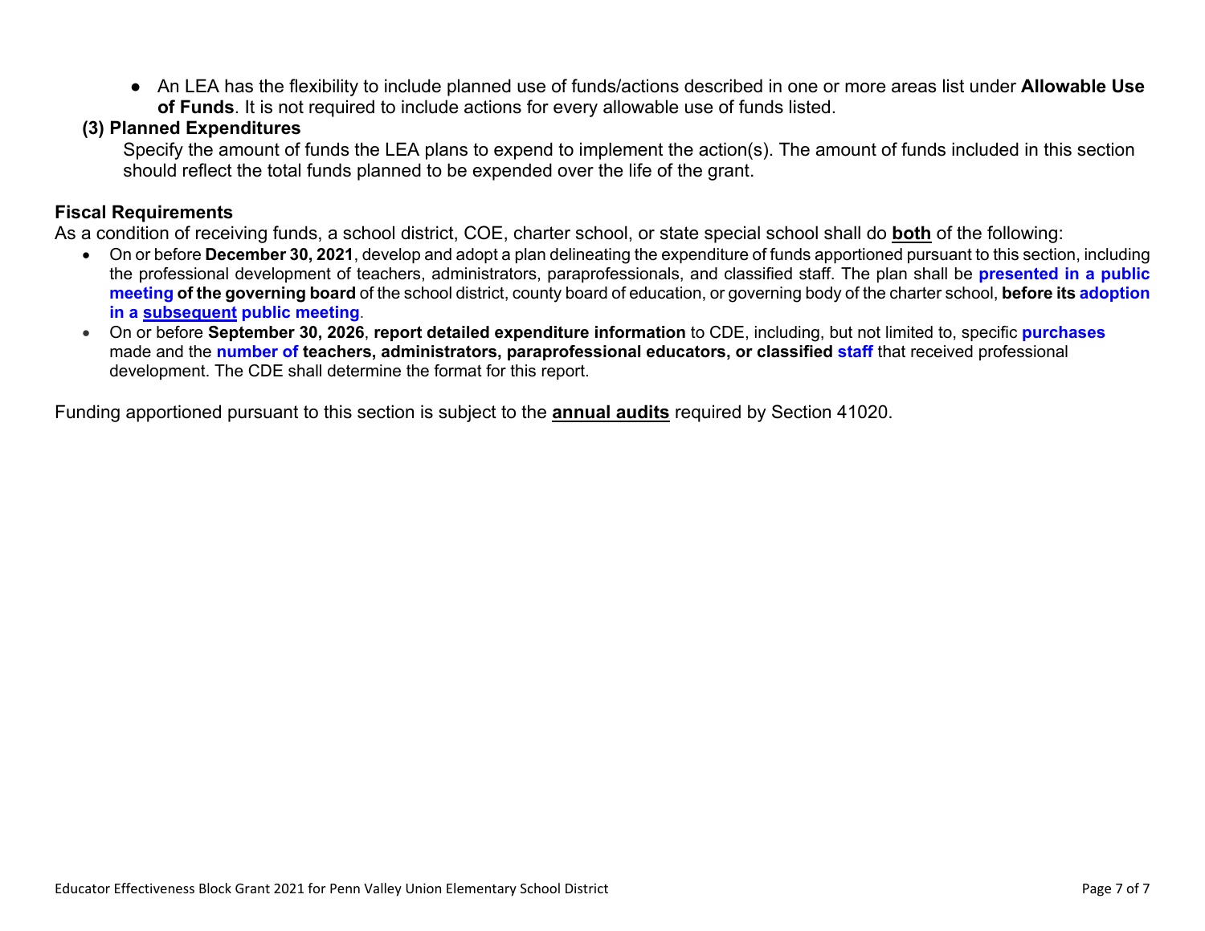- An LEA has the flexibility to include planned use of funds/actions described in one or more areas list under **Allowable Use of Funds**. It is not required to include actions for every allowable use of funds listed.

**(3) Planned Expenditures**

Specify the amount of funds the LEA plans to expend to implement the action(s). The amount of funds included in this section should reflect the total funds planned to be expended over the life of the grant.

**Fiscal Requirements**

As a condition of receiving funds, a school district, COE, charter school, or state special school shall do **both** of the following:

- On or before **December 30, 2021**, develop and adopt a plan delineating the expenditure of funds apportioned pursuant to this section, including the professional development of teachers, administrators, paraprofessionals, and classified staff. The plan shall be **presented in a public meeting of the governing board** of the school district, county board of education, or governing body of the charter school, **before its adoption in a subsequent public meeting**.
- On or before **September 30, 2026**, **report detailed expenditure information** to CDE, including, but not limited to, specific **purchases** made and the **number of teachers, administrators, paraprofessional educators, or classified staff** that received professional development. The CDE shall determine the format for this report.

Funding apportioned pursuant to this section is subject to the **annual audits** required by Section 41020.